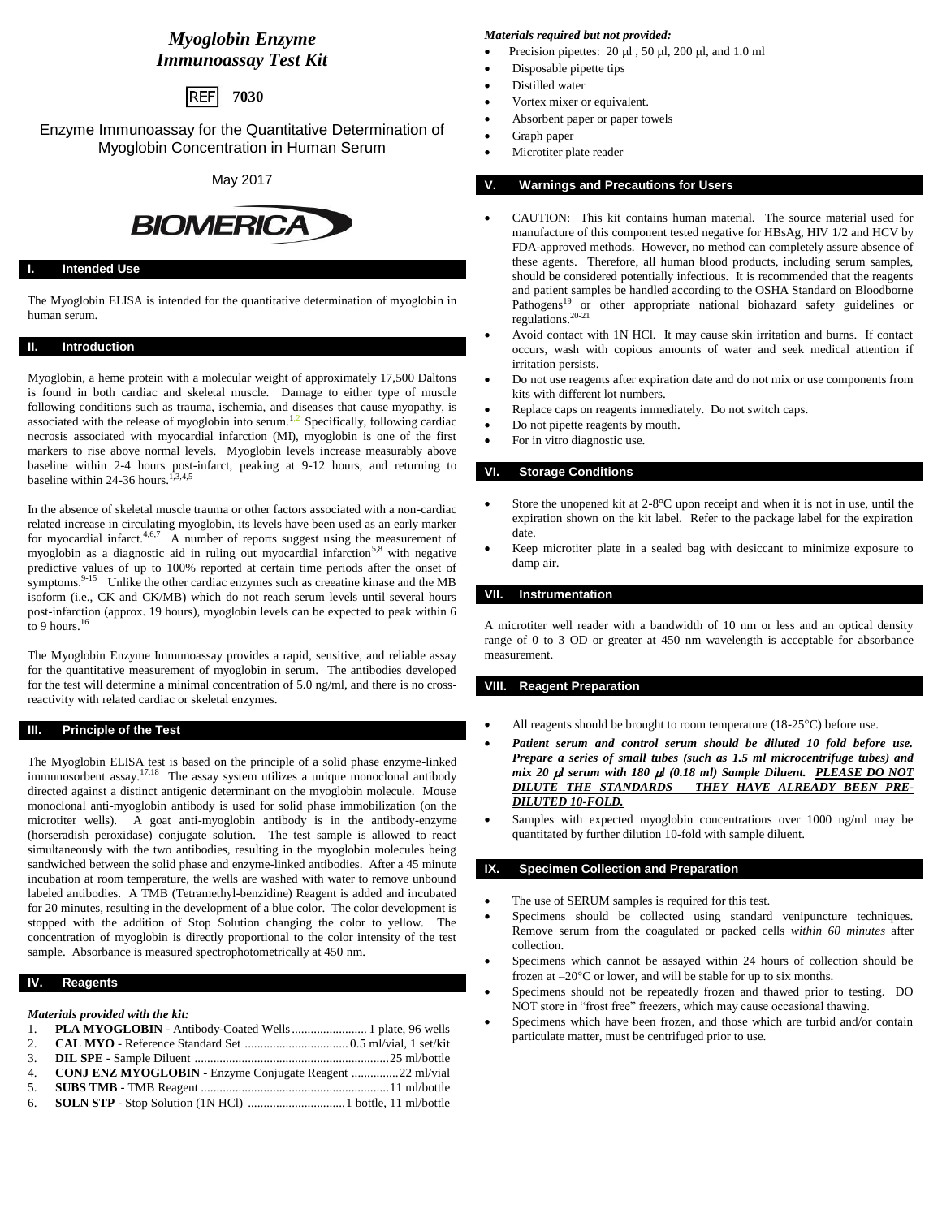# *Myoglobin Enzyme Immunoassay Test Kit*

**REF 7030**

Enzyme Immunoassay for the Quantitative Determination of Myoglobin Concentration in Human Serum

May 2017

BIOMERICA

## I. Intended Use

The Myoglobin ELISA is intended for the quantitative determination of myoglobin in human serum.

## II. Introduction

Myoglobin, a heme protein with a molecular weight of approximately 17,500 Daltons is found in both cardiac and skeletal muscle. Damage to either type of muscle following conditions such as trauma, ischemia, and diseases that cause myopathy, is associated with the release of myoglobin into serum.[1,2] Specifically, following cardiac necrosis associated with myocardial infarction (MI), myoglobin is one of the first markers to rise above normal levels. Myoglobin levels increase measurably above baseline within 2-4 hours post-infarct, peaking at 9-12 hours, and returning to baseline within 24-36 hours.[1,3,4,5]

In the absence of skeletal muscle trauma or other factors associated with a non-cardiac related increase in circulating myoglobin, its levels have been used as an early marker for myocardial infarct.[4,6,7] A number of reports suggest using the measurement of myoglobin as a diagnostic aid in ruling out myocardial infarction[5,8] with negative predictive values of up to 100% reported at certain time periods after the onset of symptoms.[9-15] Unlike the other cardiac enzymes such as creeatine kinase and the MB isoform (i.e., CK and CK/MB) which do not reach serum levels until several hours post-infarction (approx. 19 hours), myoglobin levels can be expected to peak within 6 to 9 hours.[16]

The Myoglobin Enzyme Immunoassay provides a rapid, sensitive, and reliable assay for the quantitative measurement of myoglobin in serum. The antibodies developed for the test will determine a minimal concentration of 5.0 ng/ml, and there is no cross-reactivity with related cardiac or skeletal enzymes.

## III. Principle of the Test

The Myoglobin ELISA test is based on the principle of a solid phase enzyme-linked immunosorbent assay.[17,18] The assay system utilizes a unique monoclonal antibody directed against a distinct antigenic determinant on the myoglobin molecule. Mouse monoclonal anti-myoglobin antibody is used for solid phase immobilization (on the microtiter wells). A goat anti-myoglobin antibody is in the antibody-enzyme (horseradish peroxidase) conjugate solution. The test sample is allowed to react simultaneously with the two antibodies, resulting in the myoglobin molecules being sandwiched between the solid phase and enzyme-linked antibodies. After a 45 minute incubation at room temperature, the wells are washed with water to remove unbound labeled antibodies. A TMB (Tetramethyl-benzidine) Reagent is added and incubated for 20 minutes, resulting in the development of a blue color. The color development is stopped with the addition of Stop Solution changing the color to yellow. The concentration of myoglobin is directly proportional to the color intensity of the test sample. Absorbance is measured spectrophotometrically at 450 nm.

## IV. Reagents

***Materials provided with the kit:***

1. **PLA MYOGLOBIN** - Antibody-Coated Wells ........................ 1 plate, 96 wells
2. **CAL MYO** - Reference Standard Set ................................ 0.5 ml/vial, 1 set/kit
3. **DIL SPE** - Sample Diluent ............................................................. 25 ml/bottle
4. **CONJ ENZ MYOGLOBIN** - Enzyme Conjugate Reagent ............... 22 ml/vial
5. **SUBS TMB** - TMB Reagent ........................................................... 11 ml/bottle
6. **SOLN STP** - Stop Solution (1N HCl) .............................. 1 bottle, 11 ml/bottle

***Materials required but not provided:***

- Precision pipettes: 20 μl , 50 μl, 200 μl, and 1.0 ml
- Disposable pipette tips
- Distilled water
- Vortex mixer or equivalent.
- Absorbent paper or paper towels
- Graph paper
- Microtiter plate reader

## V. Warnings and Precautions for Users

- CAUTION: This kit contains human material. The source material used for manufacture of this component tested negative for HBsAg, HIV 1/2 and HCV by FDA-approved methods. However, no method can completely assure absence of these agents. Therefore, all human blood products, including serum samples, should be considered potentially infectious. It is recommended that the reagents and patient samples be handled according to the OSHA Standard on Bloodborne Pathogens[19] or other appropriate national biohazard safety guidelines or regulations.[20-21]
- Avoid contact with 1N HCl. It may cause skin irritation and burns. If contact occurs, wash with copious amounts of water and seek medical attention if irritation persists.
- Do not use reagents after expiration date and do not mix or use components from kits with different lot numbers.
- Replace caps on reagents immediately. Do not switch caps.
- Do not pipette reagents by mouth.
- For in vitro diagnostic use.

## VI. Storage Conditions

- Store the unopened kit at 2-8°C upon receipt and when it is not in use, until the expiration shown on the kit label. Refer to the package label for the expiration date.
- Keep microtiter plate in a sealed bag with desiccant to minimize exposure to damp air.

## VII. Instrumentation

A microtiter well reader with a bandwidth of 10 nm or less and an optical density range of 0 to 3 OD or greater at 450 nm wavelength is acceptable for absorbance measurement.

## VIII. Reagent Preparation

- All reagents should be brought to room temperature (18-25°C) before use.
- ***Patient serum and control serum should be diluted 10 fold before use. Prepare a series of small tubes (such as 1.5 ml microcentrifuge tubes) and mix 20 μl serum with 180 μl (0.18 ml) Sample Diluent. PLEASE DO NOT DILUTE THE STANDARDS – THEY HAVE ALREADY BEEN PRE-DILUTED 10-FOLD.***
- Samples with expected myoglobin concentrations over 1000 ng/ml may be quantitated by further dilution 10-fold with sample diluent.

## IX. Specimen Collection and Preparation

- The use of SERUM samples is required for this test.
- Specimens should be collected using standard venipuncture techniques. Remove serum from the coagulated or packed cells *within 60 minutes* after collection.
- Specimens which cannot be assayed within 24 hours of collection should be frozen at –20°C or lower, and will be stable for up to six months.
- Specimens should not be repeatedly frozen and thawed prior to testing. DO NOT store in "frost free" freezers, which may cause occasional thawing.
- Specimens which have been frozen, and those which are turbid and/or contain particulate matter, must be centrifuged prior to use.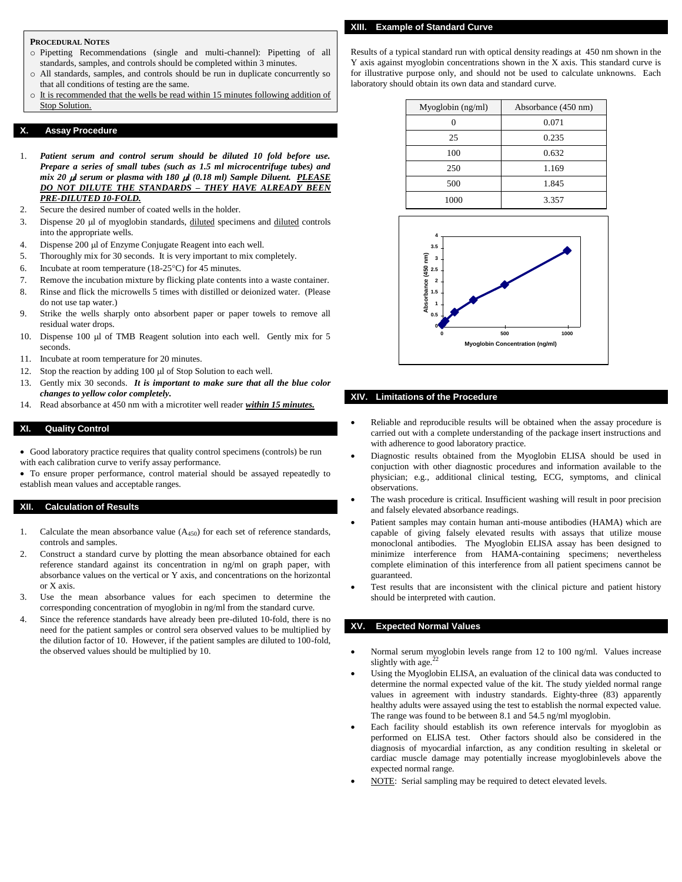**PROCEDURAL NOTES**

- Pipetting Recommendations (single and multi-channel): Pipetting of all standards, samples, and controls should be completed within 3 minutes.
- All standards, samples, and controls should be run in duplicate concurrently so that all conditions of testing are the same.
- It is recommended that the wells be read within 15 minutes following addition of Stop Solution.

## X. Assay Procedure

1. ***Patient serum and control serum should be diluted 10 fold before use. Prepare a series of small tubes (such as 1.5 ml microcentrifuge tubes) and mix 20 μl serum or plasma with 180 μl (0.18 ml) Sample Diluent. PLEASE DO NOT DILUTE THE STANDARDS – THEY HAVE ALREADY BEEN PRE-DILUTED 10-FOLD.***
2. Secure the desired number of coated wells in the holder.
3. Dispense 20 μl of myoglobin standards, diluted specimens and diluted controls into the appropriate wells.
4. Dispense 200 μl of Enzyme Conjugate Reagent into each well.
5. Thoroughly mix for 30 seconds. It is very important to mix completely.
6. Incubate at room temperature (18-25°C) for 45 minutes.
7. Remove the incubation mixture by flicking plate contents into a waste container.
8. Rinse and flick the microwells 5 times with distilled or deionized water. (Please do not use tap water.)
9. Strike the wells sharply onto absorbent paper or paper towels to remove all residual water drops.
10. Dispense 100 μl of TMB Reagent solution into each well. Gently mix for 5 seconds.
11. Incubate at room temperature for 20 minutes.
12. Stop the reaction by adding 100 μl of Stop Solution to each well.
13. Gently mix 30 seconds. ***It is important to make sure that all the blue color changes to yellow color completely.***
14. Read absorbance at 450 nm with a microtiter well reader ***within 15 minutes.***

## XI. Quality Control

- Good laboratory practice requires that quality control specimens (controls) be run with each calibration curve to verify assay performance.
- To ensure proper performance, control material should be assayed repeatedly to establish mean values and acceptable ranges.

## XII. Calculation of Results

1. Calculate the mean absorbance value ($A_{450}$) for each set of reference standards, controls and samples.
2. Construct a standard curve by plotting the mean absorbance obtained for each reference standard against its concentration in ng/ml on graph paper, with absorbance values on the vertical or Y axis, and concentrations on the horizontal or X axis.
3. Use the mean absorbance values for each specimen to determine the corresponding concentration of myoglobin in ng/ml from the standard curve.
4. Since the reference standards have already been pre-diluted 10-fold, there is no need for the patient samples or control sera observed values to be multiplied by the dilution factor of 10. However, if the patient samples are diluted to 100-fold, the observed values should be multiplied by 10.

## XIII. Example of Standard Curve

Results of a typical standard run with optical density readings at 450 nm shown in the Y axis against myoglobin concentrations shown in the X axis. This standard curve is for illustrative purpose only, and should not be used to calculate unknowns. Each laboratory should obtain its own data and standard curve.

| Myoglobin (ng/ml) | Absorbance (450 nm) |
|---|---|
| 0 | 0.071 |
| 25 | 0.235 |
| 100 | 0.632 |
| 250 | 1.169 |
| 500 | 1.845 |
| 1000 | 3.357 |

## XIV. Limitations of the Procedure

- Reliable and reproducible results will be obtained when the assay procedure is carried out with a complete understanding of the package insert instructions and with adherence to good laboratory practice.
- Diagnostic results obtained from the Myoglobin ELISA should be used in conjuction with other diagnostic procedures and information available to the physician; e.g., additional clinical testing, ECG, symptoms, and clinical observations.
- The wash procedure is critical. Insufficient washing will result in poor precision and falsely elevated absorbance readings.
- Patient samples may contain human anti-mouse antibodies (HAMA) which are capable of giving falsely elevated results with assays that utilize mouse monoclonal antibodies. The Myoglobin ELISA assay has been designed to minimize interference from HAMA-containing specimens; nevertheless complete elimination of this interference from all patient specimens cannot be guaranteed.
- Test results that are inconsistent with the clinical picture and patient history should be interpreted with caution.

## XV. Expected Normal Values

- Normal serum myoglobin levels range from 12 to 100 ng/ml. Values increase slightly with age.[22]
- Using the Myoglobin ELISA, an evaluation of the clinical data was conducted to determine the normal expected value of the kit. The study yielded normal range values in agreement with industry standards. Eighty-three (83) apparently healthy adults were assayed using the test to establish the normal expected value. The range was found to be between 8.1 and 54.5 ng/ml myoglobin.
- Each facility should establish its own reference intervals for myoglobin as performed on ELISA test. Other factors should also be considered in the diagnosis of myocardial infarction, as any condition resulting in skeletal or cardiac muscle damage may potentially increase myoglobinlevels above the expected normal range.
- NOTE: Serial sampling may be required to detect elevated levels.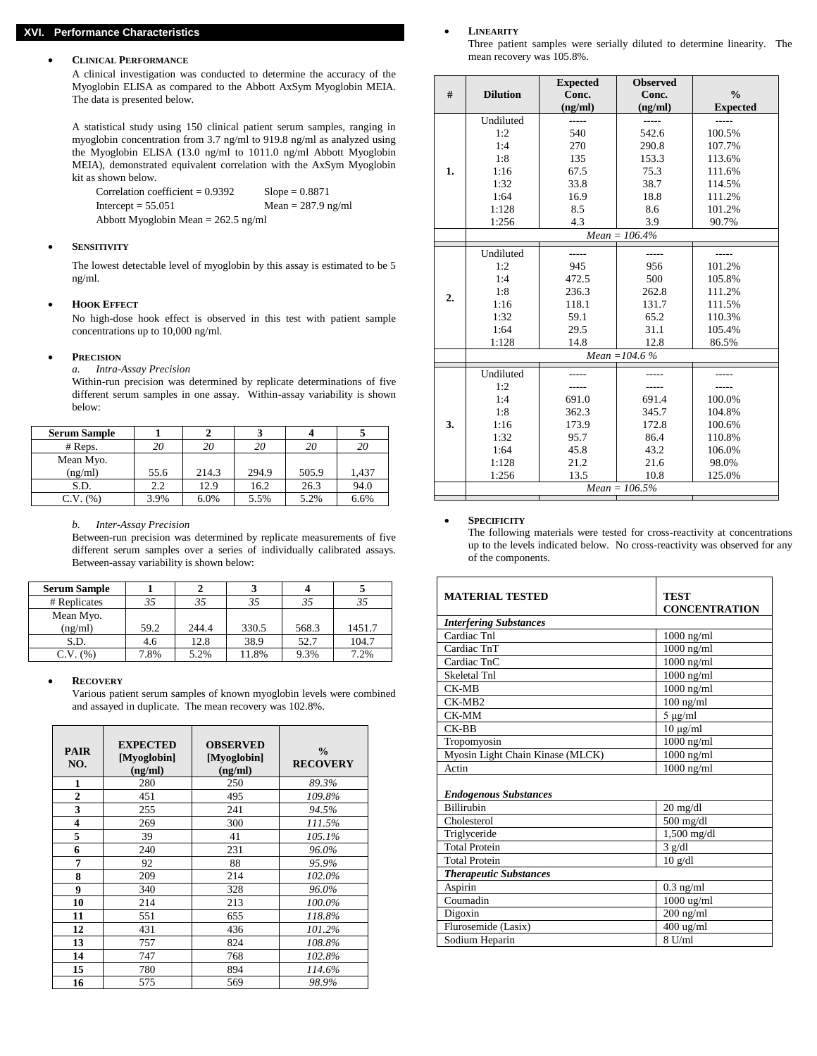## XVI. Performance Characteristics

- **CLINICAL PERFORMANCE**

  A clinical investigation was conducted to determine the accuracy of the Myoglobin ELISA as compared to the Abbott AxSym Myoglobin MEIA. The data is presented below.

  A statistical study using 150 clinical patient serum samples, ranging in myoglobin concentration from 3.7 ng/ml to 919.8 ng/ml as analyzed using the Myoglobin ELISA (13.0 ng/ml to 1011.0 ng/ml Abbott Myoglobin MEIA), demonstrated equivalent correlation with the AxSym Myoglobin kit as shown below.

  Correlation coefficient = 0.9392 Slope = 0.8871
  Intercept = 55.051 Mean = 287.9 ng/ml
  Abbott Myoglobin Mean = 262.5 ng/ml

- **SENSITIVITY**

  The lowest detectable level of myoglobin by this assay is estimated to be 5 ng/ml.

- **HOOK EFFECT**

  No high-dose hook effect is observed in this test with patient sample concentrations up to 10,000 ng/ml.

- **PRECISION**

  *a. Intra-Assay Precision*

  Within-run precision was determined by replicate determinations of five different serum samples in one assay. Within-assay variability is shown below:

| Serum Sample | 1 | 2 | 3 | 4 | 5 |
|---|---|---|---|---|---|
| # Reps. | *20* | *20* | *20* | *20* | *20* |
| Mean Myo. (ng/ml) | 55.6 | 214.3 | 294.9 | 505.9 | 1,437 |
| S.D. | 2.2 | 12.9 | 16.2 | 26.3 | 94.0 |
| C.V. (%) | 3.9% | 6.0% | 5.5% | 5.2% | 6.6% |

  *b. Inter-Assay Precision*

  Between-run precision was determined by replicate measurements of five different serum samples over a series of individually calibrated assays. Between-assay variability is shown below:

| Serum Sample | 1 | 2 | 3 | 4 | 5 |
|---|---|---|---|---|---|
| # Replicates | *35* | *35* | *35* | *35* | *35* |
| Mean Myo. (ng/ml) | 59.2 | 244.4 | 330.5 | 568.3 | 1451.7 |
| S.D. | 4.6 | 12.8 | 38.9 | 52.7 | 104.7 |
| C.V. (%) | 7.8% | 5.2% | 11.8% | 9.3% | 7.2% |

- **RECOVERY**

  Various patient serum samples of known myoglobin levels were combined and assayed in duplicate. The mean recovery was 102.8%.

| PAIR NO. | EXPECTED [Myoglobin] (ng/ml) | OBSERVED [Myoglobin] (ng/ml) | % RECOVERY |
|---|---|---|---|
| **1** | 280 | 250 | *89.3%* |
| **2** | 451 | 495 | *109.8%* |
| **3** | 255 | 241 | *94.5%* |
| **4** | 269 | 300 | *111.5%* |
| **5** | 39 | 41 | *105.1%* |
| **6** | 240 | 231 | *96.0%* |
| **7** | 92 | 88 | *95.9%* |
| **8** | 209 | 214 | *102.0%* |
| **9** | 340 | 328 | *96.0%* |
| **10** | 214 | 213 | *100.0%* |
| **11** | 551 | 655 | *118.8%* |
| **12** | 431 | 436 | *101.2%* |
| **13** | 757 | 824 | *108.8%* |
| **14** | 747 | 768 | *102.8%* |
| **15** | 780 | 894 | *114.6%* |
| **16** | 575 | 569 | *98.9%* |

- **LINEARITY**

  Three patient samples were serially diluted to determine linearity. The mean recovery was 105.8%.

| # | Dilution | Expected Conc. (ng/ml) | Observed Conc. (ng/ml) | % Expected |
|---|---|---|---|---|
| **1.** | Undiluted | ----- | ----- | ----- |
| | 1:2 | 540 | 542.6 | 100.5% |
| | 1:4 | 270 | 290.8 | 107.7% |
| | 1:8 | 135 | 153.3 | 113.6% |
| | 1:16 | 67.5 | 75.3 | 111.6% |
| | 1:32 | 33.8 | 38.7 | 114.5% |
| | 1:64 | 16.9 | 18.8 | 111.2% |
| | 1:128 | 8.5 | 8.6 | 101.2% |
| | 1:256 | 4.3 | 3.9 | 90.7% |
| | *Mean = 106.4%* | | | |
| **2.** | Undiluted | ----- | ----- | ----- |
| | 1:2 | 945 | 956 | 101.2% |
| | 1:4 | 472.5 | 500 | 105.8% |
| | 1:8 | 236.3 | 262.8 | 111.2% |
| | 1:16 | 118.1 | 131.7 | 111.5% |
| | 1:32 | 59.1 | 65.2 | 110.3% |
| | 1:64 | 29.5 | 31.1 | 105.4% |
| | 1:128 | 14.8 | 12.8 | 86.5% |
| | *Mean =104.6 %* | | | |
| **3.** | Undiluted | ----- | ----- | ----- |
| | 1:2 | ----- | ----- | ----- |
| | 1:4 | 691.0 | 691.4 | 100.0% |
| | 1:8 | 362.3 | 345.7 | 104.8% |
| | 1:16 | 173.9 | 172.8 | 100.6% |
| | 1:32 | 95.7 | 86.4 | 110.8% |
| | 1:64 | 45.8 | 43.2 | 106.0% |
| | 1:128 | 21.2 | 21.6 | 98.0% |
| | 1:256 | 13.5 | 10.8 | 125.0% |
| | *Mean = 106.5%* | | | |

- **SPECIFICITY**

  The following materials were tested for cross-reactivity at concentrations up to the levels indicated below. No cross-reactivity was observed for any of the components.

| MATERIAL TESTED | TEST CONCENTRATION |
|---|---|
| ***Interfering Substances*** | |
| Cardiac TnI | 1000 ng/ml |
| Cardiac TnT | 1000 ng/ml |
| Cardiac TnC | 1000 ng/ml |
| Skeletal TnI | 1000 ng/ml |
| CK-MB | 1000 ng/ml |
| CK-MB2 | 100 ng/ml |
| CK-MM | 5 µg/ml |
| CK-BB | 10 µg/ml |
| Tropomyosin | 1000 ng/ml |
| Myosin Light Chain Kinase (MLCK) | 1000 ng/ml |
| Actin | 1000 ng/ml |
| ***Endogenous Substances*** | |
| Billirubin | 20 mg/dl |
| Cholesterol | 500 mg/dl |
| Triglyceride | 1,500 mg/dl |
| Total Protein | 3 g/dl |
| Total Protein | 10 g/dl |
| ***Therapeutic Substances*** | |
| Aspirin | 0.3 ng/ml |
| Coumadin | 1000 ug/ml |
| Digoxin | 200 ng/ml |
| Flurosemide (Lasix) | 400 ug/ml |
| Sodium Heparin | 8 U/ml |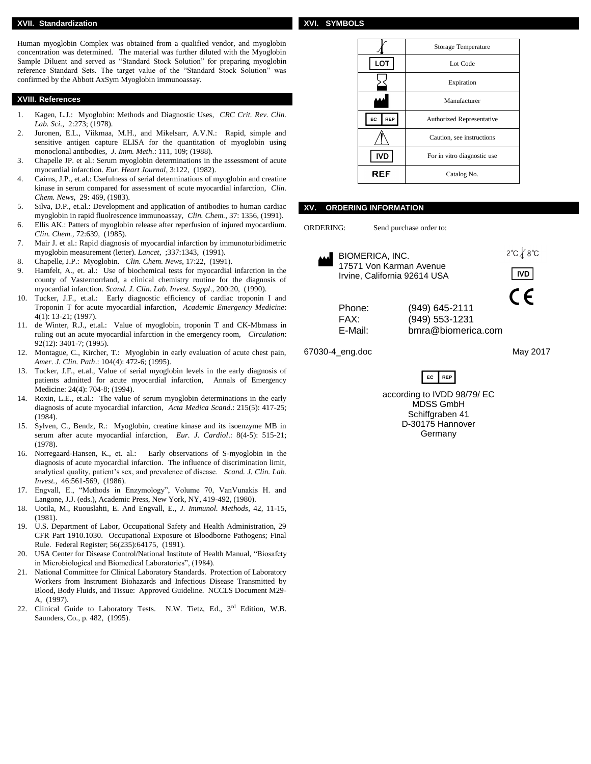## XVII. Standardization

Human myoglobin Complex was obtained from a qualified vendor, and myoglobin concentration was determined. The material was further diluted with the Myoglobin Sample Diluent and served as "Standard Stock Solution" for preparing myoglobin reference Standard Sets. The target value of the "Standard Stock Solution" was confirmed by the Abbott AxSym Myoglobin immunoassay.

## XVIII. References

1. Kagen, L.J.: Myoglobin: Methods and Diagnostic Uses, *CRC Crit. Rev. Clin. Lab. Sci.*, 2:273; (1978).
2. Juronen, E.L., Viikmaa, M.H., and Mikelsarr, A.V.N.: Rapid, simple and sensitive antigen capture ELISA for the quantitation of myoglobin using monoclonal antibodies, *J. Imm. Meth*.: 111, 109; (1988).
3. Chapelle JP. et al.: Serum myoglobin determinations in the assessment of acute myocardial infarction. *Eur. Heart Journal*, 3:122, (1982).
4. Cairns, J.P., et.al.: Usefulness of serial determinations of myoglobin and creatine kinase in serum compared for assessment of acute myocardial infarction, *Clin. Chem. News*, 29: 469, (1983).
5. Silva, D.P., et.al.: Development and application of antibodies to human cardiac myoglobin in rapid fluolrescence immunoassay, *Clin. Chem.*, 37: 1356, (1991).
6. Ellis AK.: Patterns of myoglobin release after reperfusion of injured myocardium. *Clin. Chem.*, 72:639, (1985).
7. Mair J. et al.: Rapid diagnosis of myocardial infarction by immunoturbidimetric myoglobin measurement (letter). *Lancet*, ;337:1343, (1991).
8. Chapelle, J.P.: Myoglobin. *Clin. Chem. News*, 17:22, (1991).
9. Hamfelt, A., et. al.: Use of biochemical tests for myocardial infarction in the county of Vasternorrland, a clinical chemistry routine for the diagnosis of myocardial infarction. *Scand. J. Clin. Lab. Invest. Suppl*., 200:20, (1990).
10. Tucker, J.F., et.al.: Early diagnostic efficiency of cardiac troponin I and Troponin T for acute myocardial infarction, *Academic Emergency Medicine*: 4(1): 13-21; (1997).
11. de Winter, R.J., et.al.: Value of myoglobin, troponin T and CK-Mbmass in ruling out an acute myocardial infarction in the emergency room, *Circulation*: 92(12): 3401-7; (1995).
12. Montague, C., Kircher, T.: Myoglobin in early evaluation of acute chest pain, *Amer. J. Clin. Path*.: 104(4): 472-6; (1995).
13. Tucker, J.F., et.al., Value of serial myoglobin levels in the early diagnosis of patients admitted for acute myocardial infarction, Annals of Emergency Medicine: 24(4): 704-8; (1994).
14. Roxin, L.E., et.al.: The value of serum myoglobin determinations in the early diagnosis of acute myocardial infarction, *Acta Medica Scand*.: 215(5): 417-25; (1984).
15. Sylven, C., Bendz, R.: Myoglobin, creatine kinase and its isoenzyme MB in serum after acute myocardial infarction, *Eur. J. Cardiol*.: 8(4-5): 515-21; (1978).
16. Norregaard-Hansen, K., et. al.: Early observations of S-myoglobin in the diagnosis of acute myocardial infarction. The influence of discrimination limit, analytical quality, patient's sex, and prevalence of disease. *Scand. J. Clin. Lab. Invest.*, 46:561-569, (1986).
17. Engvall, E., "Methods in Enzymology", Volume 70, VanVunakis H. and Langone, J.J. (eds.), Academic Press, New York, NY, 419-492, (1980).
18. Uotila, M., Ruouslahti, E. And Engvall, E., *J. Immunol. Methods*, 42, 11-15, (1981).
19. U.S. Department of Labor, Occupational Safety and Health Administration, 29 CFR Part 1910.1030. Occupational Exposure ot Bloodborne Pathogens; Final Rule. Federal Register; 56(235):64175, (1991).
20. USA Center for Disease Control/National Institute of Health Manual, "Biosafety in Microbiological and Biomedical Laboratories", (1984).
21. National Committee for Clinical Laboratory Standards. Protection of Laboratory Workers from Instrument Biohazards and Infectious Disease Transmitted by Blood, Body Fluids, and Tissue: Approved Guideline. NCCLS Document M29-A, (1997).
22. Clinical Guide to Laboratory Tests. N.W. Tietz, Ed., 3rd Edition, W.B. Saunders, Co., p. 482, (1995).

## XVI. SYMBOLS

| | |
|---|---|
| (thermometer) | Storage Temperature |
| LOT | Lot Code |
| (hourglass) | Expiration |
| (factory) | Manufacturer |
| EC REP | Authorized Representative |
| (warning triangle) | Caution, see instructions |
| IVD | For in vitro diagnostic use |
| REF | Catalog No. |

## XV. ORDERING INFORMATION

ORDERING: Send purchase order to:

BIOMERICA, INC.
17571 Von Karman Avenue
Irvine, California 92614 USA

2°C – 8°C
IVD
CE

Phone: (949) 645-2111
FAX: (949) 553-1231
E-Mail: bmra@biomerica.com

67030-4_eng.doc May 2017

EC REP

according to IVDD 98/79/ EC
MDSS GmbH
Schiffgraben 41
D-30175 Hannover
Germany